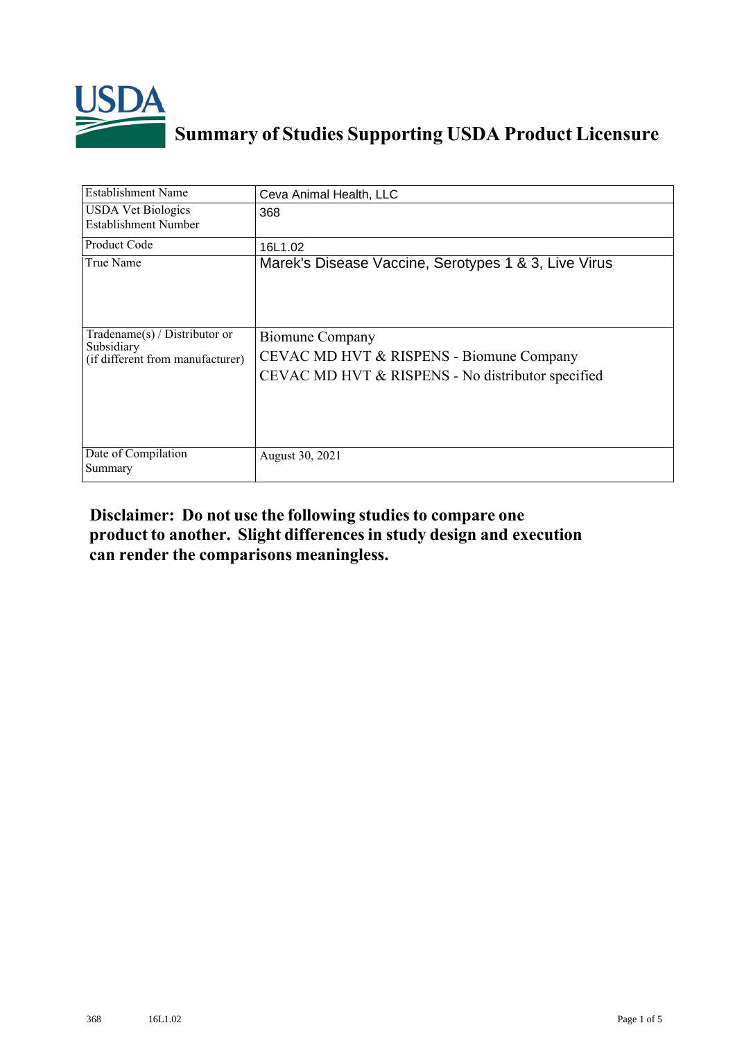# Summary of Studies Supporting USDA Product Licensure

| Establishment Name | Ceva Animal Health, LLC |
|---|---|
| USDA Vet Biologics Establishment Number | 368 |
| Product Code | 16L1.02 |
| True Name | Marek's Disease Vaccine, Serotypes 1 & 3, Live Virus |
| Tradename(s) / Distributor or Subsidiary (if different from manufacturer) | Biomune Company<br>CEVAC MD HVT & RISPENS - Biomune Company<br>CEVAC MD HVT & RISPENS - No distributor specified |
| Date of Compilation Summary | August 30, 2021 |

**Disclaimer: Do not use the following studies to compare one product to another. Slight differences in study design and execution can render the comparisons meaningless.**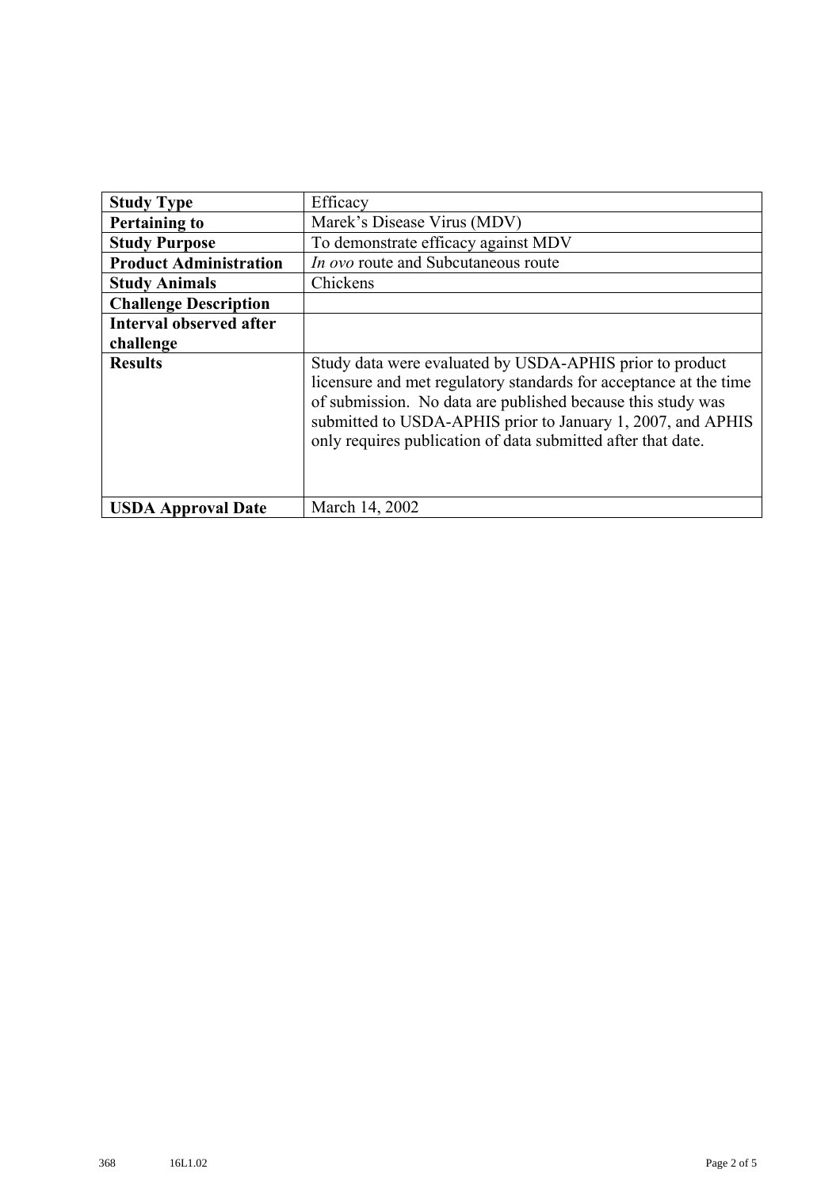| | |
|---|---|
| **Study Type** | Efficacy |
| **Pertaining to** | Marek's Disease Virus (MDV) |
| **Study Purpose** | To demonstrate efficacy against MDV |
| **Product Administration** | *In ovo* route and Subcutaneous route |
| **Study Animals** | Chickens |
| **Challenge Description** | |
| **Interval observed after challenge** | |
| **Results** | Study data were evaluated by USDA-APHIS prior to product licensure and met regulatory standards for acceptance at the time of submission. No data are published because this study was submitted to USDA-APHIS prior to January 1, 2007, and APHIS only requires publication of data submitted after that date. |
| **USDA Approval Date** | March 14, 2002 |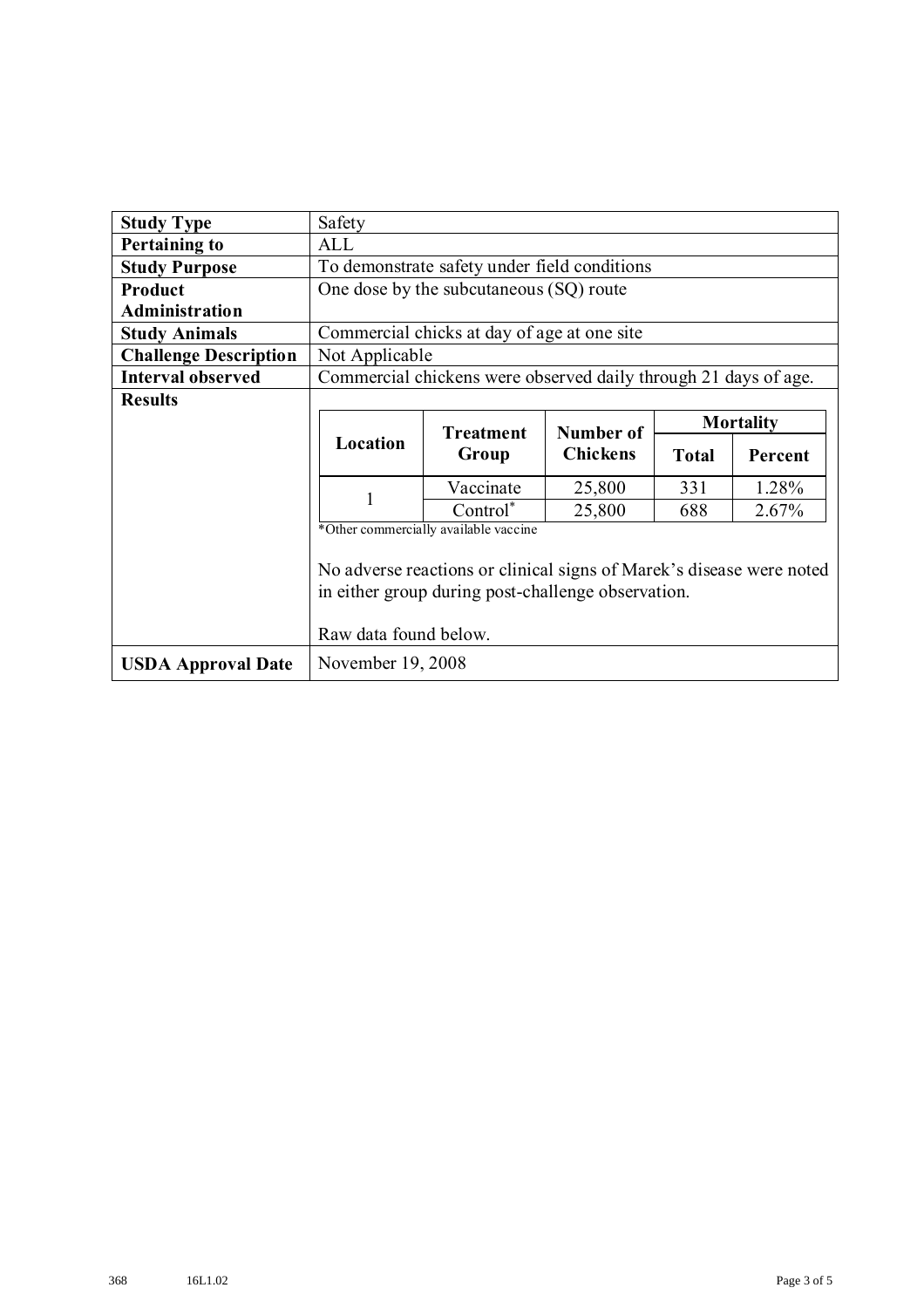| | |
|---|---|
| **Study Type** | Safety |
| **Pertaining to** | ALL |
| **Study Purpose** | To demonstrate safety under field conditions |
| **Product Administration** | One dose by the subcutaneous (SQ) route |
| **Study Animals** | Commercial chicks at day of age at one site |
| **Challenge Description** | Not Applicable |
| **Interval observed** | Commercial chickens were observed daily through 21 days of age. |
| **Results** | See below |
| **USDA Approval Date** | November 19, 2008 |

**Results:**

| Location | Treatment Group | Number of Chickens | Mortality | |
|---|---|---|---|---|
| | | | **Total** | **Percent** |
| 1 | Vaccinate | 25,800 | 331 | 1.28% |
| | Control* | 25,800 | 688 | 2.67% |

*Other commercially available vaccine

No adverse reactions or clinical signs of Marek's disease were noted in either group during post-challenge observation.

Raw data found below.

368 16L1.02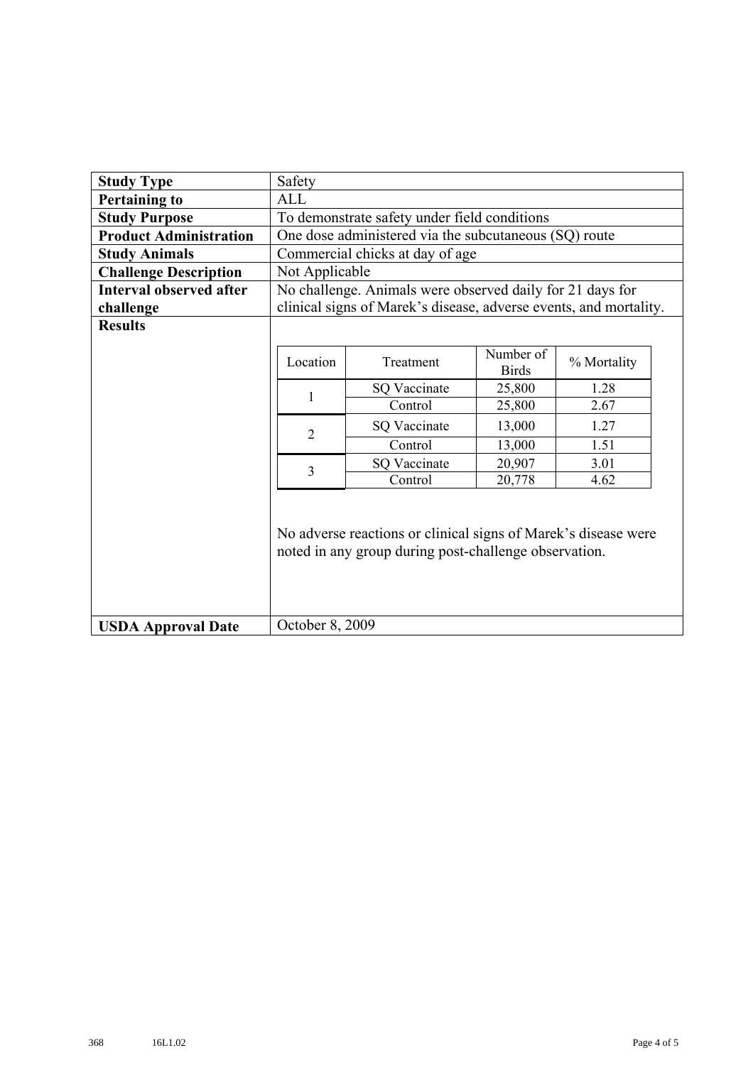| | |
|---|---|
| **Study Type** | Safety |
| **Pertaining to** | ALL |
| **Study Purpose** | To demonstrate safety under field conditions |
| **Product Administration** | One dose administered via the subcutaneous (SQ) route |
| **Study Animals** | Commercial chicks at day of age |
| **Challenge Description** | Not Applicable |
| **Interval observed after challenge** | No challenge. Animals were observed daily for 21 days for clinical signs of Marek's disease, adverse events, and mortality. |
| **Results** | See below |
| **USDA Approval Date** | October 8, 2009 |

**Results**

| Location | Treatment | Number of Birds | % Mortality |
|---|---|---|---|
| 1 | SQ Vaccinate | 25,800 | 1.28 |
| | Control | 25,800 | 2.67 |
| 2 | SQ Vaccinate | 13,000 | 1.27 |
| | Control | 13,000 | 1.51 |
| 3 | SQ Vaccinate | 20,907 | 3.01 |
| | Control | 20,778 | 4.62 |

No adverse reactions or clinical signs of Marek's disease were noted in any group during post-challenge observation.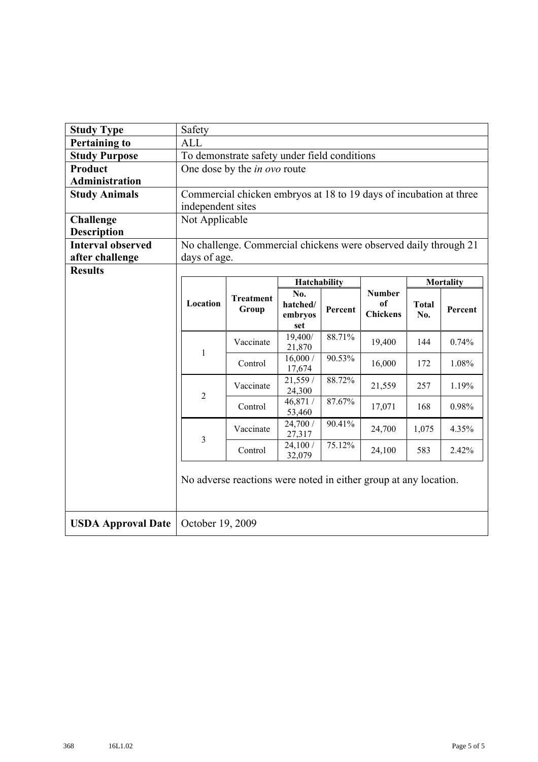| | |
|---|---|
| **Study Type** | Safety |
| **Pertaining to** | ALL |
| **Study Purpose** | To demonstrate safety under field conditions |
| **Product Administration** | One dose by the *in ovo* route |
| **Study Animals** | Commercial chicken embryos at 18 to 19 days of incubation at three independent sites |
| **Challenge Description** | Not Applicable |
| **Interval observed after challenge** | No challenge. Commercial chickens were observed daily through 21 days of age. |
| **Results** | (see table below) |
| **USDA Approval Date** | October 19, 2009 |

**Results**

| Location | Treatment Group | Hatchability | | Number of Chickens | Mortality | |
|---|---|---|---|---|---|---|
| | | No. hatched/ embryos set | Percent | | Total No. | Percent |
| 1 | Vaccinate | 19,400/ 21,870 | 88.71% | 19,400 | 144 | 0.74% |
| | Control | 16,000 / 17,674 | 90.53% | 16,000 | 172 | 1.08% |
| 2 | Vaccinate | 21,559 / 24,300 | 88.72% | 21,559 | 257 | 1.19% |
| | Control | 46,871 / 53,460 | 87.67% | 17,071 | 168 | 0.98% |
| 3 | Vaccinate | 24,700 / 27,317 | 90.41% | 24,700 | 1,075 | 4.35% |
| | Control | 24,100 / 32,079 | 75.12% | 24,100 | 583 | 2.42% |

No adverse reactions were noted in either group at any location.